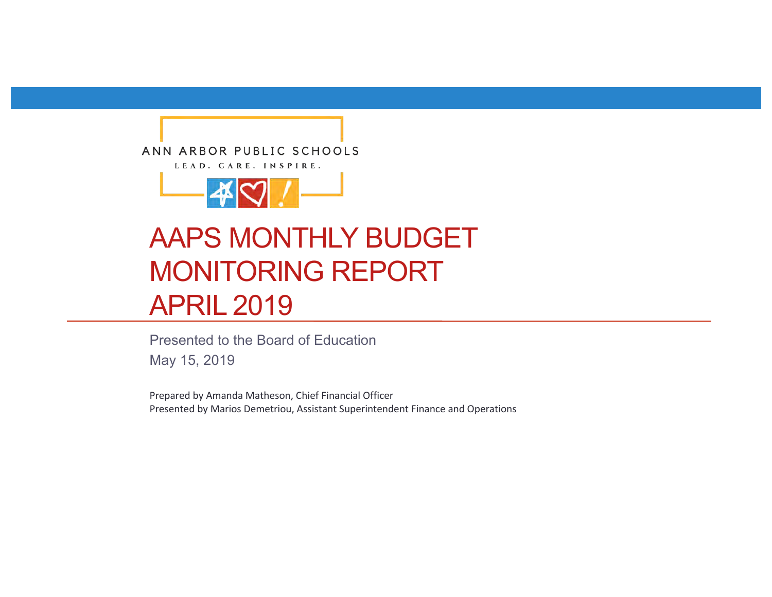ANN ARBOR PUBLIC SCHOOLS

LEAD. CARE. INSPIRE.

# AAPS MONTHLY BUDGET MONITORING REPORT APRIL 2019

Presented to the Board of Education

May 15, 2019

Prepared by Amanda Matheson, Chief Financial Officer

Presented by Marios Demetriou, Assistant Superintendent Finance and Operations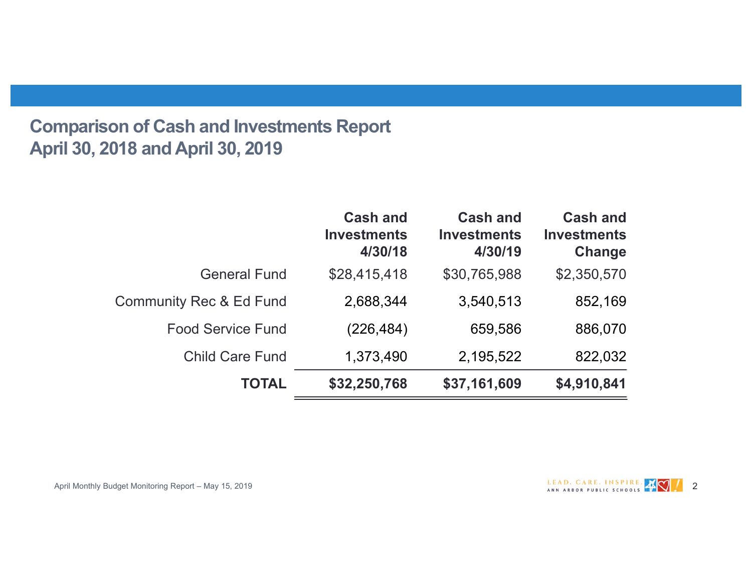## Comparison of Cash and Investments Report
## April 30, 2018 and April 30, 2019

| | Cash and Investments 4/30/18 | Cash and Investments 4/30/19 | Cash and Investments Change |
|---|---|---|---|
| General Fund | $28,415,418 | $30,765,988 | $2,350,570 |
| Community Rec & Ed Fund | 2,688,344 | 3,540,513 | 852,169 |
| Food Service Fund | (226,484) | 659,586 | 886,070 |
| Child Care Fund | 1,373,490 | 2,195,522 | 822,032 |
| **TOTAL** | **$32,250,768** | **$37,161,609** | **$4,910,841** |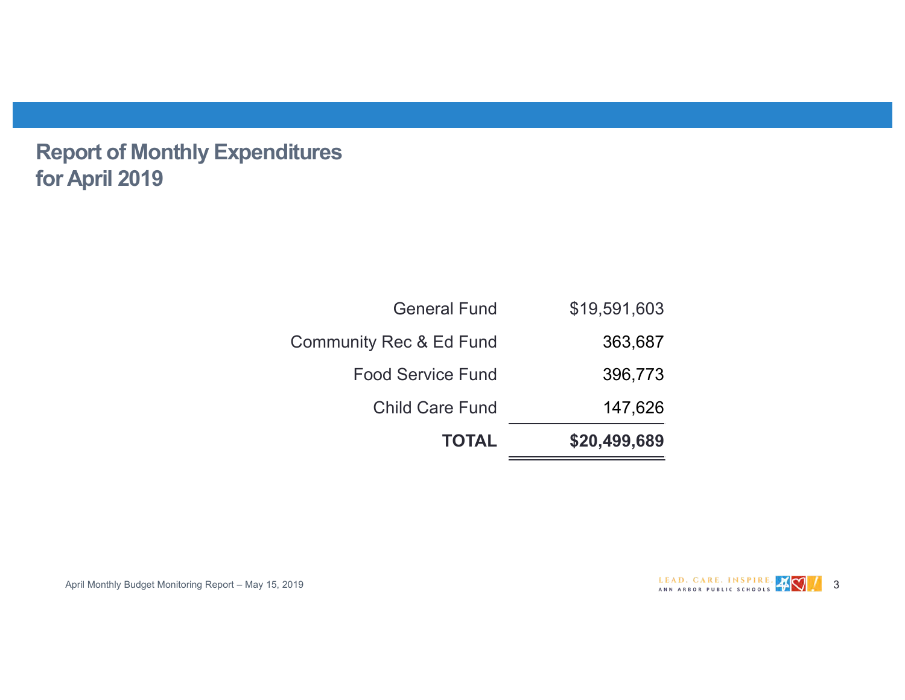# Report of Monthly Expenditures for April 2019

| Fund | Amount |
| --- | --- |
| General Fund | $19,591,603 |
| Community Rec & Ed Fund | 363,687 |
| Food Service Fund | 396,773 |
| Child Care Fund | 147,626 |
| **TOTAL** | **$20,499,689** |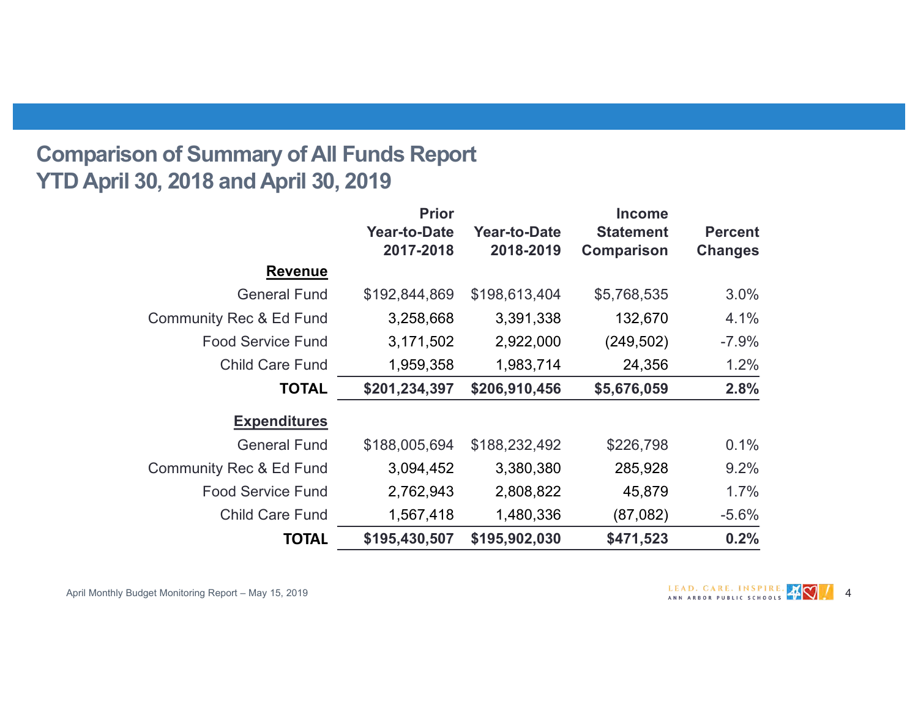## Comparison of Summary of All Funds Report
## YTD April 30, 2018 and April 30, 2019

| | Prior Year-to-Date 2017-2018 | Year-to-Date 2018-2019 | Income Statement Comparison | Percent Changes |
|---|---|---|---|---|
| **Revenue** | | | | |
| General Fund | $192,844,869 | $198,613,404 | $5,768,535 | 3.0% |
| Community Rec & Ed Fund | 3,258,668 | 3,391,338 | 132,670 | 4.1% |
| Food Service Fund | 3,171,502 | 2,922,000 | (249,502) | -7.9% |
| Child Care Fund | 1,959,358 | 1,983,714 | 24,356 | 1.2% |
| **TOTAL** | **$201,234,397** | **$206,910,456** | **$5,676,059** | **2.8%** |
| **Expenditures** | | | | |
| General Fund | $188,005,694 | $188,232,492 | $226,798 | 0.1% |
| Community Rec & Ed Fund | 3,094,452 | 3,380,380 | 285,928 | 9.2% |
| Food Service Fund | 2,762,943 | 2,808,822 | 45,879 | 1.7% |
| Child Care Fund | 1,567,418 | 1,480,336 | (87,082) | -5.6% |
| **TOTAL** | **$195,430,507** | **$195,902,030** | **$471,523** | **0.2%** |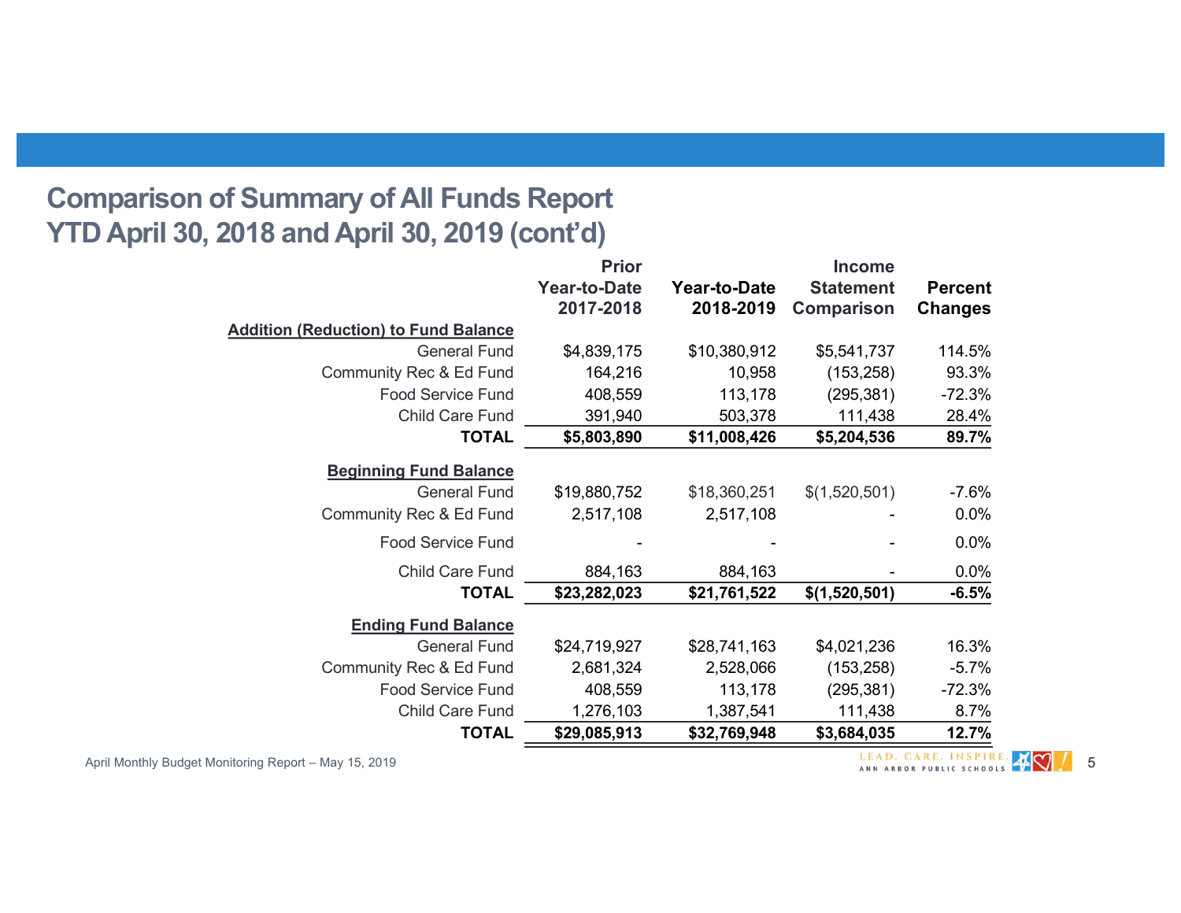# Comparison of Summary of All Funds Report
# YTD April 30, 2018 and April 30, 2019 (cont'd)

| | Prior Year-to-Date 2017-2018 | Year-to-Date 2018-2019 | Income Statement Comparison | Percent Changes |
|---|---|---|---|---|
| **Addition (Reduction) to Fund Balance** | | | | |
| General Fund | $4,839,175 | $10,380,912 | $5,541,737 | 114.5% |
| Community Rec & Ed Fund | 164,216 | 10,958 | (153,258) | 93.3% |
| Food Service Fund | 408,559 | 113,178 | (295,381) | -72.3% |
| Child Care Fund | 391,940 | 503,378 | 111,438 | 28.4% |
| **TOTAL** | **$5,803,890** | **$11,008,426** | **$5,204,536** | **89.7%** |
| **Beginning Fund Balance** | | | | |
| General Fund | $19,880,752 | $18,360,251 | $(1,520,501) | -7.6% |
| Community Rec & Ed Fund | 2,517,108 | 2,517,108 | - | 0.0% |
| Food Service Fund | - | - | - | 0.0% |
| Child Care Fund | 884,163 | 884,163 | - | 0.0% |
| **TOTAL** | **$23,282,023** | **$21,761,522** | **$(1,520,501)** | **-6.5%** |
| **Ending Fund Balance** | | | | |
| General Fund | $24,719,927 | $28,741,163 | $4,021,236 | 16.3% |
| Community Rec & Ed Fund | 2,681,324 | 2,528,066 | (153,258) | -5.7% |
| Food Service Fund | 408,559 | 113,178 | (295,381) | -72.3% |
| Child Care Fund | 1,276,103 | 1,387,541 | 111,438 | 8.7% |
| **TOTAL** | **$29,085,913** | **$32,769,948** | **$3,684,035** | **12.7%** |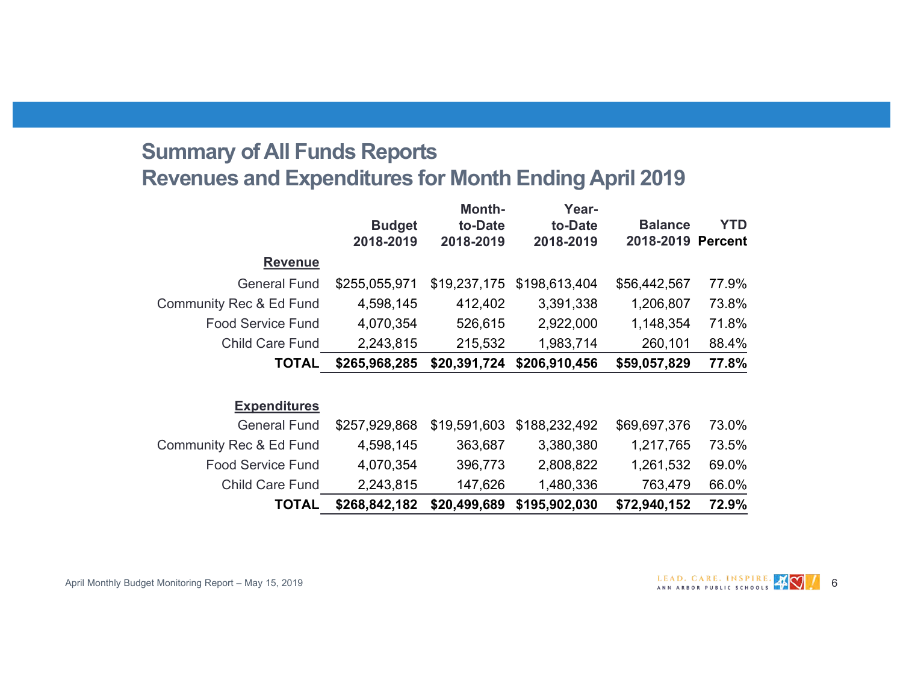## Summary of All Funds Reports
## Revenues and Expenditures for Month Ending April 2019

| | Budget 2018-2019 | Month-to-Date 2018-2019 | Year-to-Date 2018-2019 | Balance 2018-2019 | YTD Percent |
|---|---|---|---|---|---|
| **Revenue** | | | | | |
| General Fund | $255,055,971 | $19,237,175 | $198,613,404 | $56,442,567 | 77.9% |
| Community Rec & Ed Fund | 4,598,145 | 412,402 | 3,391,338 | 1,206,807 | 73.8% |
| Food Service Fund | 4,070,354 | 526,615 | 2,922,000 | 1,148,354 | 71.8% |
| Child Care Fund | 2,243,815 | 215,532 | 1,983,714 | 260,101 | 88.4% |
| **TOTAL** | **$265,968,285** | **$20,391,724** | **$206,910,456** | **$59,057,829** | **77.8%** |
| **Expenditures** | | | | | |
| General Fund | $257,929,868 | $19,591,603 | $188,232,492 | $69,697,376 | 73.0% |
| Community Rec & Ed Fund | 4,598,145 | 363,687 | 3,380,380 | 1,217,765 | 73.5% |
| Food Service Fund | 4,070,354 | 396,773 | 2,808,822 | 1,261,532 | 69.0% |
| Child Care Fund | 2,243,815 | 147,626 | 1,480,336 | 763,479 | 66.0% |
| **TOTAL** | **$268,842,182** | **$20,499,689** | **$195,902,030** | **$72,940,152** | **72.9%** |

April Monthly Budget Monitoring Report – May 15, 2019

LEAD. CARE. INSPIRE. ANN ARBOR PUBLIC SCHOOLS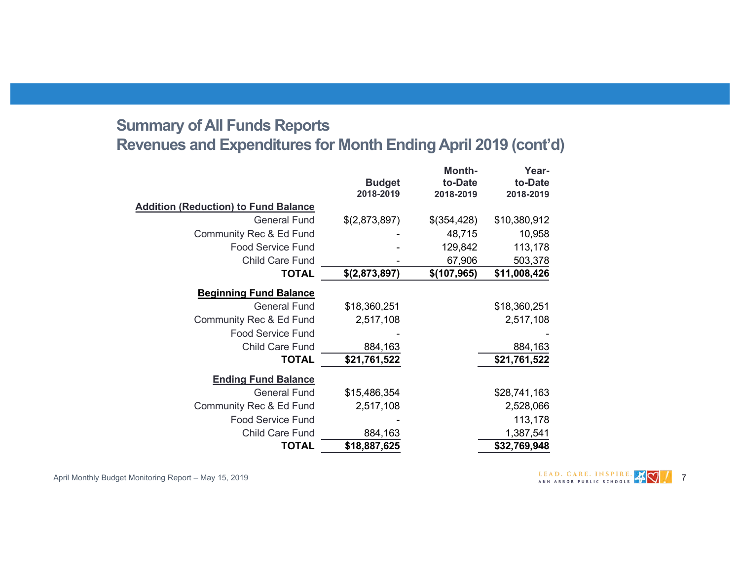## Summary of All Funds Reports
## Revenues and Expenditures for Month Ending April 2019 (cont'd)

| | Budget 2018-2019 | Month-to-Date 2018-2019 | Year-to-Date 2018-2019 |
|---|---|---|---|
| **Addition (Reduction) to Fund Balance** | | | |
| General Fund | $(2,873,897) | $(354,428) | $10,380,912 |
| Community Rec & Ed Fund | - | 48,715 | 10,958 |
| Food Service Fund | - | 129,842 | 113,178 |
| Child Care Fund | - | 67,906 | 503,378 |
| **TOTAL** | **$(2,873,897)** | **$(107,965)** | **$11,008,426** |
| **Beginning Fund Balance** | | | |
| General Fund | $18,360,251 | | $18,360,251 |
| Community Rec & Ed Fund | 2,517,108 | | 2,517,108 |
| Food Service Fund | - | | - |
| Child Care Fund | 884,163 | | 884,163 |
| **TOTAL** | **$21,761,522** | | **$21,761,522** |
| **Ending Fund Balance** | | | |
| General Fund | $15,486,354 | | $28,741,163 |
| Community Rec & Ed Fund | 2,517,108 | | 2,528,066 |
| Food Service Fund | - | | 113,178 |
| Child Care Fund | 884,163 | | 1,387,541 |
| **TOTAL** | **$18,887,625** | | **$32,769,948** |

April Monthly Budget Monitoring Report – May 15, 2019

LEAD. CARE. INSPIRE. ANN ARBOR PUBLIC SCHOOLS